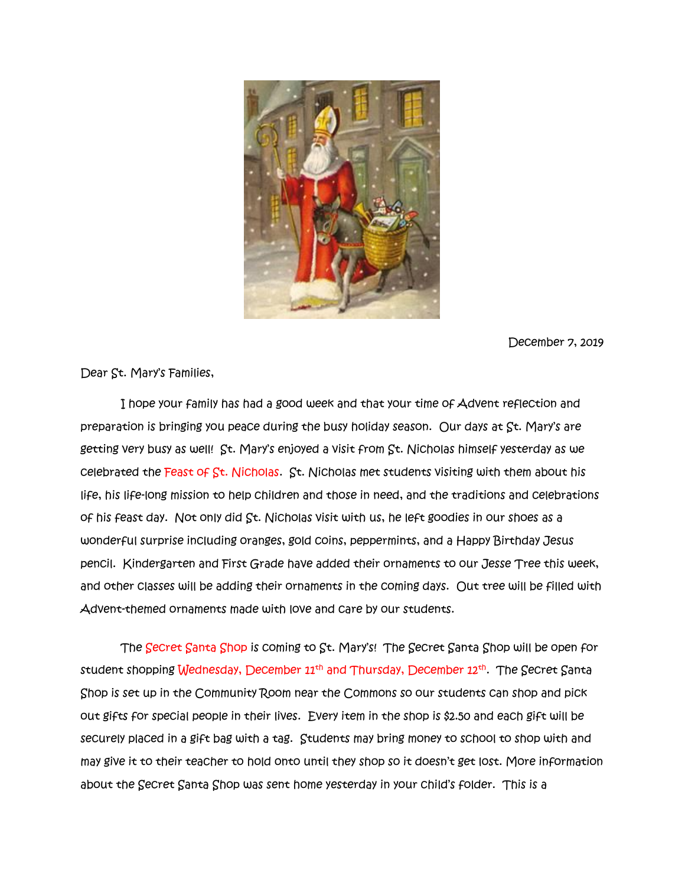December 7, 2019

Dear St. Mary's Families,

I hope your family has had a good week and that your time of Advent reflection and preparation is bringing you peace during the busy holiday season. Our days at St. Mary's are getting very busy as well! St. Mary's enjoyed a visit from St. Nicholas himself yesterday as we celebrated the Feast of St. Nicholas. St. Nicholas met students visiting with them about his life, his life-long mission to help children and those in need, and the traditions and celebrations of his feast day. Not only did St. Nicholas visit with us, he left goodies in our shoes as a wonderful surprise including oranges, gold coins, peppermints, and a Happy Birthday Jesus pencil. Kindergarten and First Grade have added their ornaments to our Jesse Tree this week, and other classes will be adding their ornaments in the coming days. Out tree will be filled with Advent-themed ornaments made with love and care by our students.

The Secret Santa Shop is coming to St. Mary's! The Secret Santa Shop will be open for student shopping Wednesday, December 11th and Thursday, December 12th. The Secret Santa Shop is set up in the Community Room near the Commons so our students can shop and pick out gifts for special people in their lives. Every item in the shop is $2.50 and each gift will be securely placed in a gift bag with a tag. Students may bring money to school to shop with and may give it to their teacher to hold onto until they shop so it doesn't get lost. More information about the Secret Santa Shop was sent home yesterday in your child's folder. This is a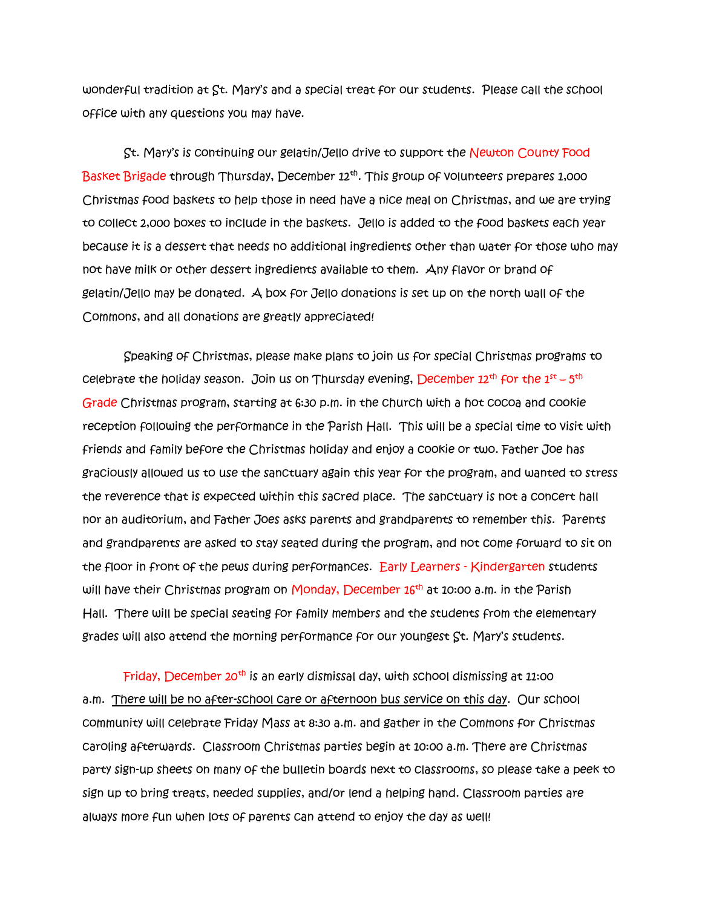wonderful tradition at St. Mary's and a special treat for our students. Please call the school office with any questions you may have.

St. Mary's is continuing our gelatin/Jello drive to support the Newton County Food Basket Brigade through Thursday, December 12th. This group of volunteers prepares 1,000 Christmas food baskets to help those in need have a nice meal on Christmas, and we are trying to collect 2,000 boxes to include in the baskets. Jello is added to the food baskets each year because it is a dessert that needs no additional ingredients other than water for those who may not have milk or other dessert ingredients available to them. Any flavor or brand of gelatin/Jello may be donated. A box for Jello donations is set up on the north wall of the Commons, and all donations are greatly appreciated!

Speaking of Christmas, please make plans to join us for special Christmas programs to celebrate the holiday season. Join us on Thursday evening, December 12th for the 1st – 5th Grade Christmas program, starting at 6:30 p.m. in the church with a hot cocoa and cookie reception following the performance in the Parish Hall. This will be a special time to visit with friends and family before the Christmas holiday and enjoy a cookie or two. Father Joe has graciously allowed us to use the sanctuary again this year for the program, and wanted to stress the reverence that is expected within this sacred place. The sanctuary is not a concert hall nor an auditorium, and Father Joes asks parents and grandparents to remember this. Parents and grandparents are asked to stay seated during the program, and not come forward to sit on the floor in front of the pews during performances. Early Learners - Kindergarten students will have their Christmas program on Monday, December 16th at 10:00 a.m. in the Parish Hall. There will be special seating for family members and the students from the elementary grades will also attend the morning performance for our youngest St. Mary's students.

Friday, December 20th is an early dismissal day, with school dismissing at 11:00 a.m. There will be no after-school care or afternoon bus service on this day. Our school community will celebrate Friday Mass at 8:30 a.m. and gather in the Commons for Christmas caroling afterwards. Classroom Christmas parties begin at 10:00 a.m. There are Christmas party sign-up sheets on many of the bulletin boards next to classrooms, so please take a peek to sign up to bring treats, needed supplies, and/or lend a helping hand. Classroom parties are always more fun when lots of parents can attend to enjoy the day as well!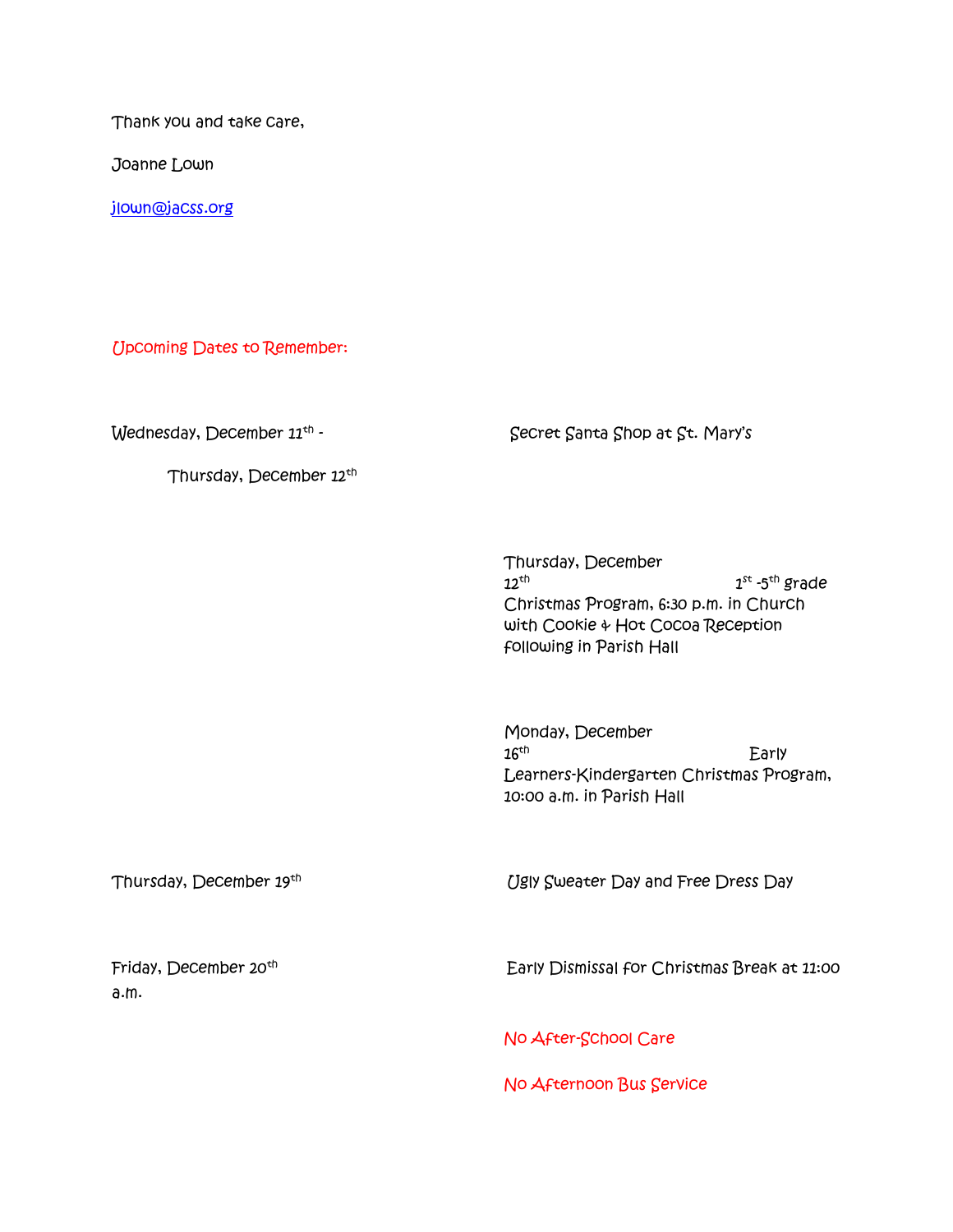Thank you and take care,

Joanne Lown

jlown@jacss.org

Upcoming Dates to Remember:

| Date | Event |
| --- | --- |
| Wednesday, December 11th - Thursday, December 12th | Secret Santa Shop at St. Mary's |
| Thursday, December 12th | 1st -5th grade Christmas Program, 6:30 p.m. in Church with Cookie & Hot Cocoa Reception following in Parish Hall |
| Monday, December 16th | Early Learners-Kindergarten Christmas Program, 10:00 a.m. in Parish Hall |
| Thursday, December 19th | Ugly Sweater Day and Free Dress Day |
| Friday, December 20th | Early Dismissal for Christmas Break at 11:00 a.m.<br>No After-School Care<br>No Afternoon Bus Service |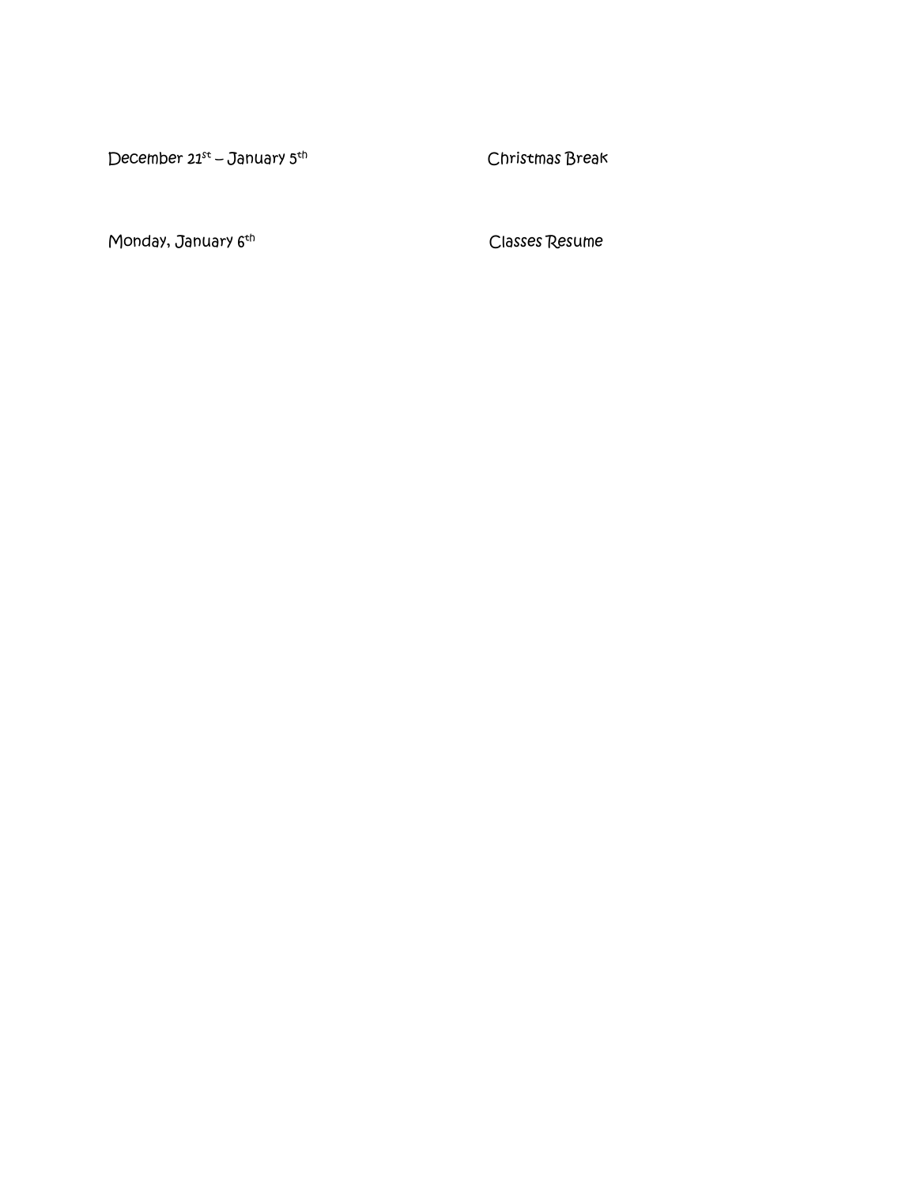| | |
|---|---|
| December 21st – January 5th | Christmas Break |
| Monday, January 6th | Classes Resume |